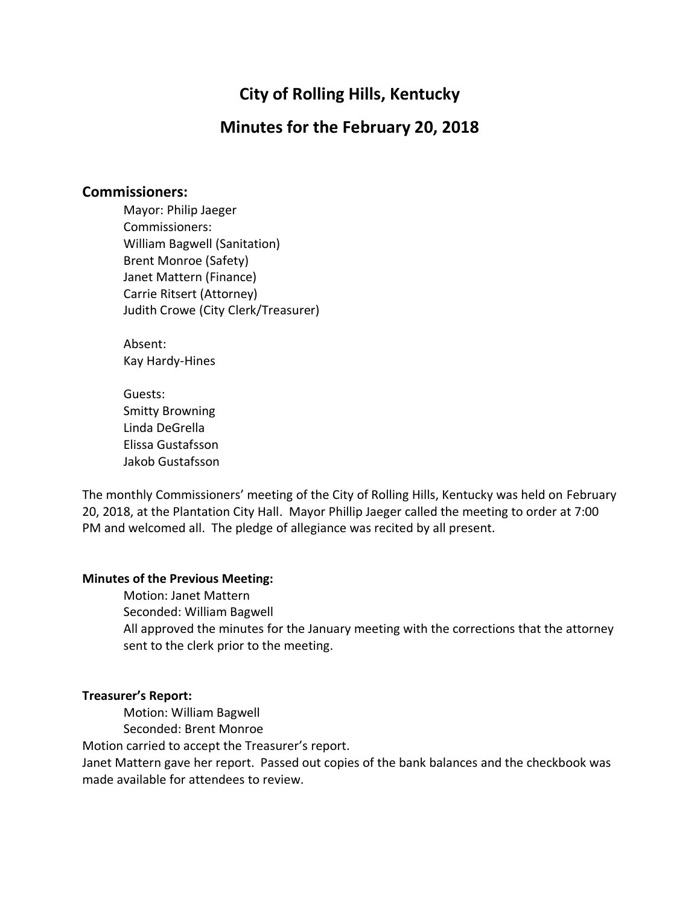# City of Rolling Hills, Kentucky

# Minutes for the February 20, 2018

## Commissioners:

Mayor: Philip Jaeger
Commissioners:
William Bagwell (Sanitation)
Brent Monroe (Safety)
Janet Mattern (Finance)
Carrie Ritsert (Attorney)
Judith Crowe (City Clerk/Treasurer)

Absent:
Kay Hardy-Hines

Guests:
Smitty Browning
Linda DeGrella
Elissa Gustafsson
Jakob Gustafsson

The monthly Commissioners' meeting of the City of Rolling Hills, Kentucky was held on February 20, 2018, at the Plantation City Hall. Mayor Phillip Jaeger called the meeting to order at 7:00 PM and welcomed all. The pledge of allegiance was recited by all present.

**Minutes of the Previous Meeting:**

Motion: Janet Mattern
Seconded: William Bagwell
All approved the minutes for the January meeting with the corrections that the attorney sent to the clerk prior to the meeting.

**Treasurer's Report:**

Motion: William Bagwell
Seconded: Brent Monroe

Motion carried to accept the Treasurer's report.
Janet Mattern gave her report. Passed out copies of the bank balances and the checkbook was made available for attendees to review.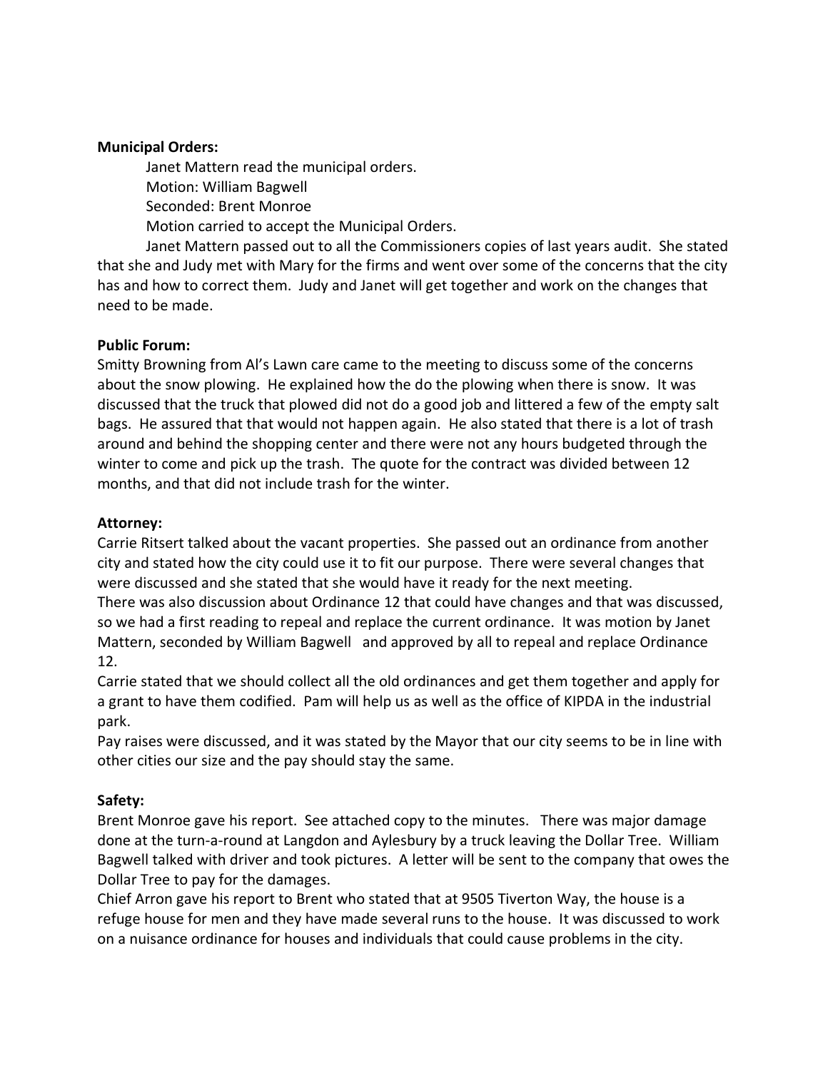**Municipal Orders:**

Janet Mattern read the municipal orders.
Motion: William Bagwell
Seconded: Brent Monroe
Motion carried to accept the Municipal Orders.

Janet Mattern passed out to all the Commissioners copies of last years audit. She stated that she and Judy met with Mary for the firms and went over some of the concerns that the city has and how to correct them. Judy and Janet will get together and work on the changes that need to be made.

**Public Forum:**

Smitty Browning from Al's Lawn care came to the meeting to discuss some of the concerns about the snow plowing. He explained how the do the plowing when there is snow. It was discussed that the truck that plowed did not do a good job and littered a few of the empty salt bags. He assured that that would not happen again. He also stated that there is a lot of trash around and behind the shopping center and there were not any hours budgeted through the winter to come and pick up the trash. The quote for the contract was divided between 12 months, and that did not include trash for the winter.

**Attorney:**

Carrie Ritsert talked about the vacant properties. She passed out an ordinance from another city and stated how the city could use it to fit our purpose. There were several changes that were discussed and she stated that she would have it ready for the next meeting.

There was also discussion about Ordinance 12 that could have changes and that was discussed, so we had a first reading to repeal and replace the current ordinance. It was motion by Janet Mattern, seconded by William Bagwell and approved by all to repeal and replace Ordinance 12.

Carrie stated that we should collect all the old ordinances and get them together and apply for a grant to have them codified. Pam will help us as well as the office of KIPDA in the industrial park.

Pay raises were discussed, and it was stated by the Mayor that our city seems to be in line with other cities our size and the pay should stay the same.

**Safety:**

Brent Monroe gave his report. See attached copy to the minutes. There was major damage done at the turn-a-round at Langdon and Aylesbury by a truck leaving the Dollar Tree. William Bagwell talked with driver and took pictures. A letter will be sent to the company that owes the Dollar Tree to pay for the damages.

Chief Arron gave his report to Brent who stated that at 9505 Tiverton Way, the house is a refuge house for men and they have made several runs to the house. It was discussed to work on a nuisance ordinance for houses and individuals that could cause problems in the city.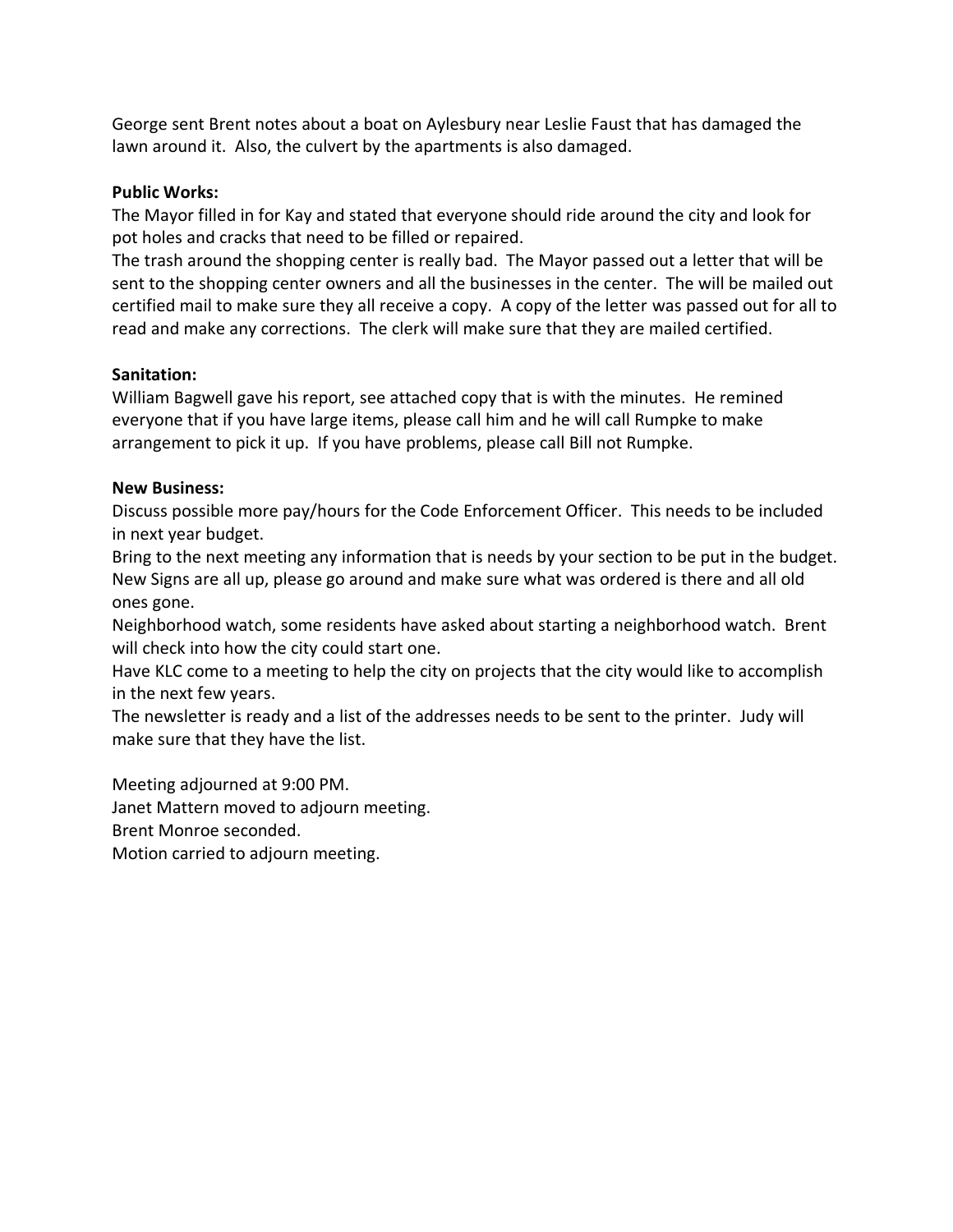George sent Brent notes about a boat on Aylesbury near Leslie Faust that has damaged the lawn around it. Also, the culvert by the apartments is also damaged.

**Public Works:**
The Mayor filled in for Kay and stated that everyone should ride around the city and look for pot holes and cracks that need to be filled or repaired.
The trash around the shopping center is really bad. The Mayor passed out a letter that will be sent to the shopping center owners and all the businesses in the center. The will be mailed out certified mail to make sure they all receive a copy. A copy of the letter was passed out for all to read and make any corrections. The clerk will make sure that they are mailed certified.

**Sanitation:**
William Bagwell gave his report, see attached copy that is with the minutes. He remined everyone that if you have large items, please call him and he will call Rumpke to make arrangement to pick it up. If you have problems, please call Bill not Rumpke.

**New Business:**
Discuss possible more pay/hours for the Code Enforcement Officer. This needs to be included in next year budget.
Bring to the next meeting any information that is needs by your section to be put in the budget.
New Signs are all up, please go around and make sure what was ordered is there and all old ones gone.
Neighborhood watch, some residents have asked about starting a neighborhood watch. Brent will check into how the city could start one.
Have KLC come to a meeting to help the city on projects that the city would like to accomplish in the next few years.
The newsletter is ready and a list of the addresses needs to be sent to the printer. Judy will make sure that they have the list.

Meeting adjourned at 9:00 PM.
Janet Mattern moved to adjourn meeting.
Brent Monroe seconded.
Motion carried to adjourn meeting.